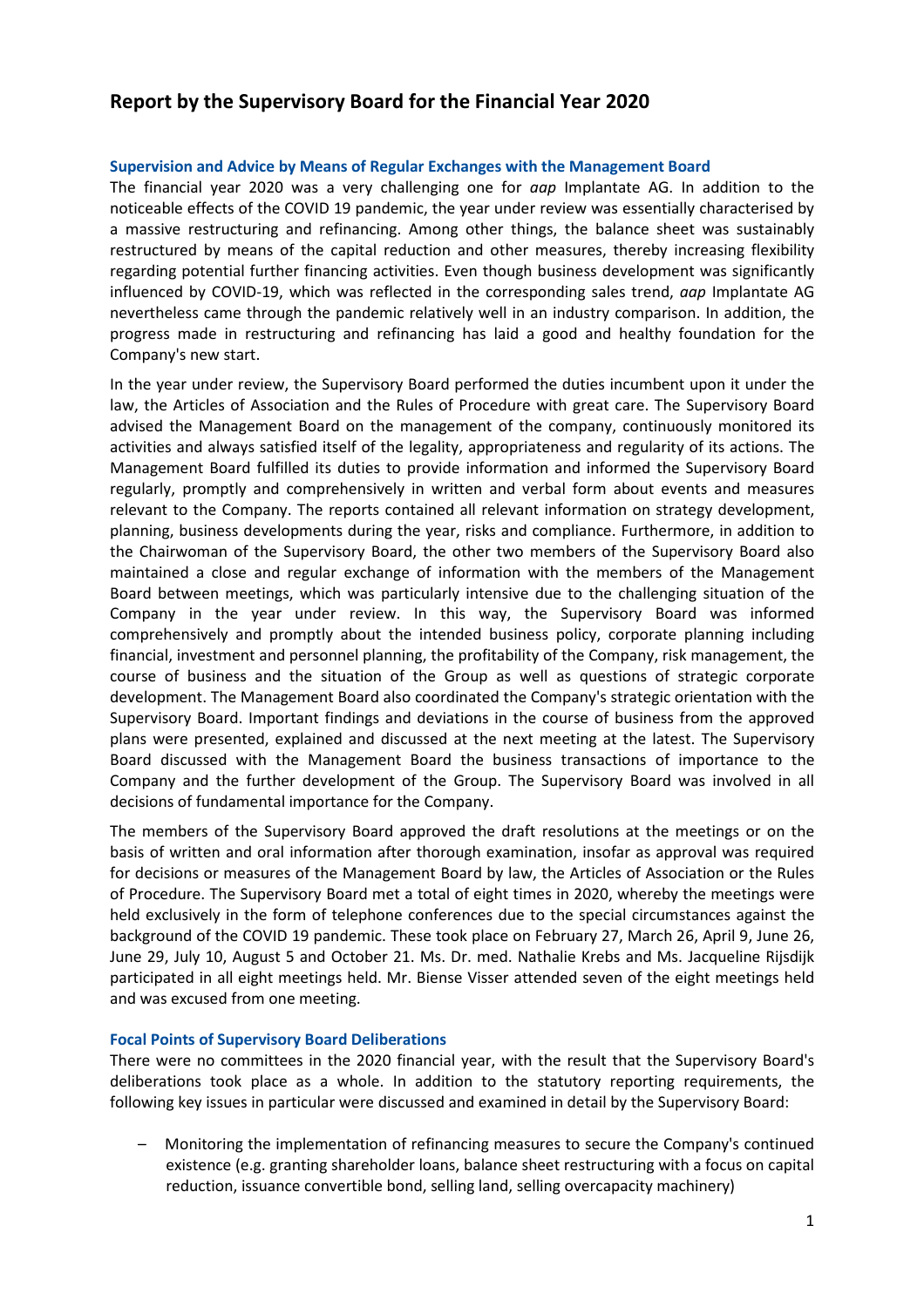# Report by the Supervisory Board for the Financial Year 2020

## Supervision and Advice by Means of Regular Exchanges with the Management Board

The financial year 2020 was a very challenging one for *aap* Implantate AG. In addition to the noticeable effects of the COVID 19 pandemic, the year under review was essentially characterised by a massive restructuring and refinancing. Among other things, the balance sheet was sustainably restructured by means of the capital reduction and other measures, thereby increasing flexibility regarding potential further financing activities. Even though business development was significantly influenced by COVID-19, which was reflected in the corresponding sales trend, *aap* Implantate AG nevertheless came through the pandemic relatively well in an industry comparison. In addition, the progress made in restructuring and refinancing has laid a good and healthy foundation for the Company's new start.

In the year under review, the Supervisory Board performed the duties incumbent upon it under the law, the Articles of Association and the Rules of Procedure with great care. The Supervisory Board advised the Management Board on the management of the company, continuously monitored its activities and always satisfied itself of the legality, appropriateness and regularity of its actions. The Management Board fulfilled its duties to provide information and informed the Supervisory Board regularly, promptly and comprehensively in written and verbal form about events and measures relevant to the Company. The reports contained all relevant information on strategy development, planning, business developments during the year, risks and compliance. Furthermore, in addition to the Chairwoman of the Supervisory Board, the other two members of the Supervisory Board also maintained a close and regular exchange of information with the members of the Management Board between meetings, which was particularly intensive due to the challenging situation of the Company in the year under review. In this way, the Supervisory Board was informed comprehensively and promptly about the intended business policy, corporate planning including financial, investment and personnel planning, the profitability of the Company, risk management, the course of business and the situation of the Group as well as questions of strategic corporate development. The Management Board also coordinated the Company's strategic orientation with the Supervisory Board. Important findings and deviations in the course of business from the approved plans were presented, explained and discussed at the next meeting at the latest. The Supervisory Board discussed with the Management Board the business transactions of importance to the Company and the further development of the Group. The Supervisory Board was involved in all decisions of fundamental importance for the Company.

The members of the Supervisory Board approved the draft resolutions at the meetings or on the basis of written and oral information after thorough examination, insofar as approval was required for decisions or measures of the Management Board by law, the Articles of Association or the Rules of Procedure. The Supervisory Board met a total of eight times in 2020, whereby the meetings were held exclusively in the form of telephone conferences due to the special circumstances against the background of the COVID 19 pandemic. These took place on February 27, March 26, April 9, June 26, June 29, July 10, August 5 and October 21. Ms. Dr. med. Nathalie Krebs and Ms. Jacqueline Rijsdijk participated in all eight meetings held. Mr. Biense Visser attended seven of the eight meetings held and was excused from one meeting.

## Focal Points of Supervisory Board Deliberations

There were no committees in the 2020 financial year, with the result that the Supervisory Board's deliberations took place as a whole. In addition to the statutory reporting requirements, the following key issues in particular were discussed and examined in detail by the Supervisory Board:

- Monitoring the implementation of refinancing measures to secure the Company's continued existence (e.g. granting shareholder loans, balance sheet restructuring with a focus on capital reduction, issuance convertible bond, selling land, selling overcapacity machinery)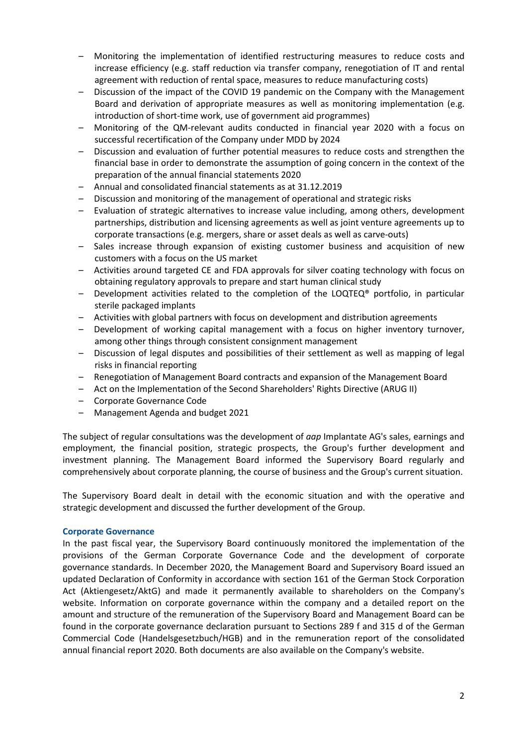- Monitoring the implementation of identified restructuring measures to reduce costs and increase efficiency (e.g. staff reduction via transfer company, renegotiation of IT and rental agreement with reduction of rental space, measures to reduce manufacturing costs)
- Discussion of the impact of the COVID 19 pandemic on the Company with the Management Board and derivation of appropriate measures as well as monitoring implementation (e.g. introduction of short-time work, use of government aid programmes)
- Monitoring of the QM-relevant audits conducted in financial year 2020 with a focus on successful recertification of the Company under MDD by 2024
- Discussion and evaluation of further potential measures to reduce costs and strengthen the financial base in order to demonstrate the assumption of going concern in the context of the preparation of the annual financial statements 2020
- Annual and consolidated financial statements as at 31.12.2019
- Discussion and monitoring of the management of operational and strategic risks
- Evaluation of strategic alternatives to increase value including, among others, development partnerships, distribution and licensing agreements as well as joint venture agreements up to corporate transactions (e.g. mergers, share or asset deals as well as carve-outs)
- Sales increase through expansion of existing customer business and acquisition of new customers with a focus on the US market
- Activities around targeted CE and FDA approvals for silver coating technology with focus on obtaining regulatory approvals to prepare and start human clinical study
- Development activities related to the completion of the LOQTEQ® portfolio, in particular sterile packaged implants
- Activities with global partners with focus on development and distribution agreements
- Development of working capital management with a focus on higher inventory turnover, among other things through consistent consignment management
- Discussion of legal disputes and possibilities of their settlement as well as mapping of legal risks in financial reporting
- Renegotiation of Management Board contracts and expansion of the Management Board
- Act on the Implementation of the Second Shareholders' Rights Directive (ARUG II)
- Corporate Governance Code
- Management Agenda and budget 2021

The subject of regular consultations was the development of *aap* Implantate AG's sales, earnings and employment, the financial position, strategic prospects, the Group's further development and investment planning. The Management Board informed the Supervisory Board regularly and comprehensively about corporate planning, the course of business and the Group's current situation.

The Supervisory Board dealt in detail with the economic situation and with the operative and strategic development and discussed the further development of the Group.

### Corporate Governance

In the past fiscal year, the Supervisory Board continuously monitored the implementation of the provisions of the German Corporate Governance Code and the development of corporate governance standards. In December 2020, the Management Board and Supervisory Board issued an updated Declaration of Conformity in accordance with section 161 of the German Stock Corporation Act (Aktiengesetz/AktG) and made it permanently available to shareholders on the Company's website. Information on corporate governance within the company and a detailed report on the amount and structure of the remuneration of the Supervisory Board and Management Board can be found in the corporate governance declaration pursuant to Sections 289 f and 315 d of the German Commercial Code (Handelsgesetzbuch/HGB) and in the remuneration report of the consolidated annual financial report 2020. Both documents are also available on the Company's website.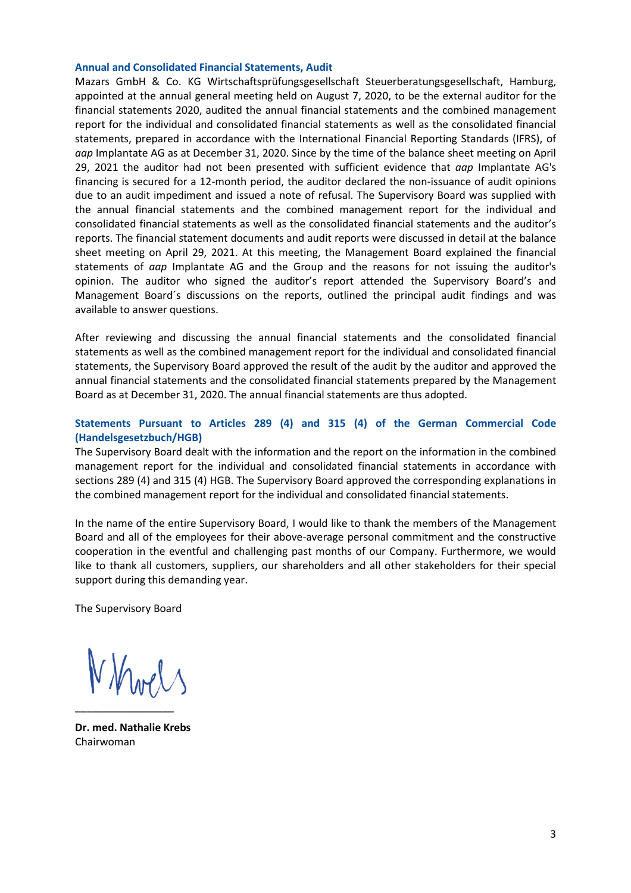## Annual and Consolidated Financial Statements, Audit

Mazars GmbH & Co. KG Wirtschaftsprüfungsgesellschaft Steuerberatungsgesellschaft, Hamburg, appointed at the annual general meeting held on August 7, 2020, to be the external auditor for the financial statements 2020, audited the annual financial statements and the combined management report for the individual and consolidated financial statements as well as the consolidated financial statements, prepared in accordance with the International Financial Reporting Standards (IFRS), of *aap* Implantate AG as at December 31, 2020. Since by the time of the balance sheet meeting on April 29, 2021 the auditor had not been presented with sufficient evidence that *aap* Implantate AG's financing is secured for a 12-month period, the auditor declared the non-issuance of audit opinions due to an audit impediment and issued a note of refusal. The Supervisory Board was supplied with the annual financial statements and the combined management report for the individual and consolidated financial statements as well as the consolidated financial statements and the auditor's reports. The financial statement documents and audit reports were discussed in detail at the balance sheet meeting on April 29, 2021. At this meeting, the Management Board explained the financial statements of *aap* Implantate AG and the Group and the reasons for not issuing the auditor's opinion. The auditor who signed the auditor's report attended the Supervisory Board's and Management Board´s discussions on the reports, outlined the principal audit findings and was available to answer questions.

After reviewing and discussing the annual financial statements and the consolidated financial statements as well as the combined management report for the individual and consolidated financial statements, the Supervisory Board approved the result of the audit by the auditor and approved the annual financial statements and the consolidated financial statements prepared by the Management Board as at December 31, 2020. The annual financial statements are thus adopted.

## Statements Pursuant to Articles 289 (4) and 315 (4) of the German Commercial Code (Handelsgesetzbuch/HGB)

The Supervisory Board dealt with the information and the report on the information in the combined management report for the individual and consolidated financial statements in accordance with sections 289 (4) and 315 (4) HGB. The Supervisory Board approved the corresponding explanations in the combined management report for the individual and consolidated financial statements.

In the name of the entire Supervisory Board, I would like to thank the members of the Management Board and all of the employees for their above-average personal commitment and the constructive cooperation in the eventful and challenging past months of our Company. Furthermore, we would like to thank all customers, suppliers, our shareholders and all other stakeholders for their special support during this demanding year.

The Supervisory Board

_________________

**Dr. med. Nathalie Krebs**
Chairwoman